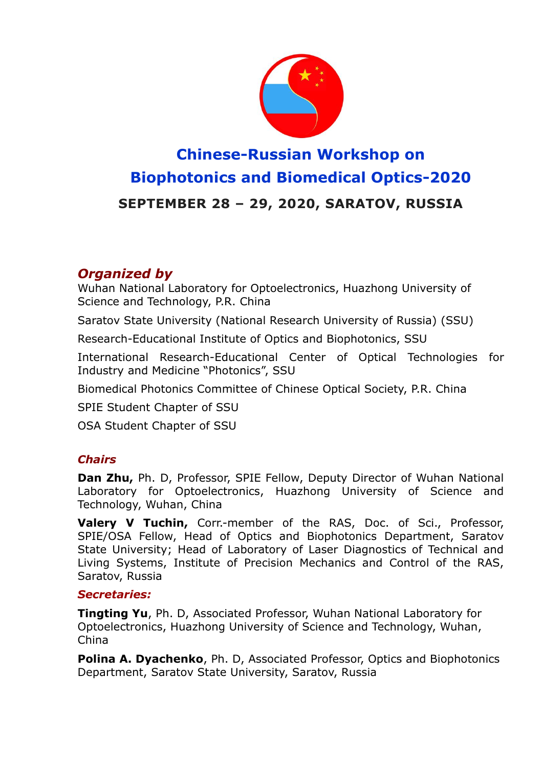# Chinese-Russian Workshop on Biophotonics and Biomedical Optics-2020

**SEPTEMBER 28 – 29, 2020, SARATOV, RUSSIA**

## *Organized by*

Wuhan National Laboratory for Optoelectronics, Huazhong University of Science and Technology, P.R. China

Saratov State University (National Research University of Russia) (SSU)

Research-Educational Institute of Optics and Biophotonics, SSU

International Research-Educational Center of Optical Technologies for Industry and Medicine "Photonics", SSU

Biomedical Photonics Committee of Chinese Optical Society, P.R. China

SPIE Student Chapter of SSU

OSA Student Chapter of SSU

### *Chairs*

**Dan Zhu,** Ph. D, Professor, SPIE Fellow, Deputy Director of Wuhan National Laboratory for Optoelectronics, Huazhong University of Science and Technology, Wuhan, China

**Valery V Tuchin,** Corr.-member of the RAS, Doc. of Sci., Professor, SPIE/OSA Fellow, Head of Optics and Biophotonics Department, Saratov State University; Head of Laboratory of Laser Diagnostics of Technical and Living Systems, Institute of Precision Mechanics and Control of the RAS, Saratov, Russia

### *Secretaries:*

**Tingting Yu**, Ph. D, Associated Professor, Wuhan National Laboratory for Optoelectronics, Huazhong University of Science and Technology, Wuhan, China

**Polina A. Dyachenko**, Ph. D, Associated Professor, Optics and Biophotonics Department, Saratov State University, Saratov, Russia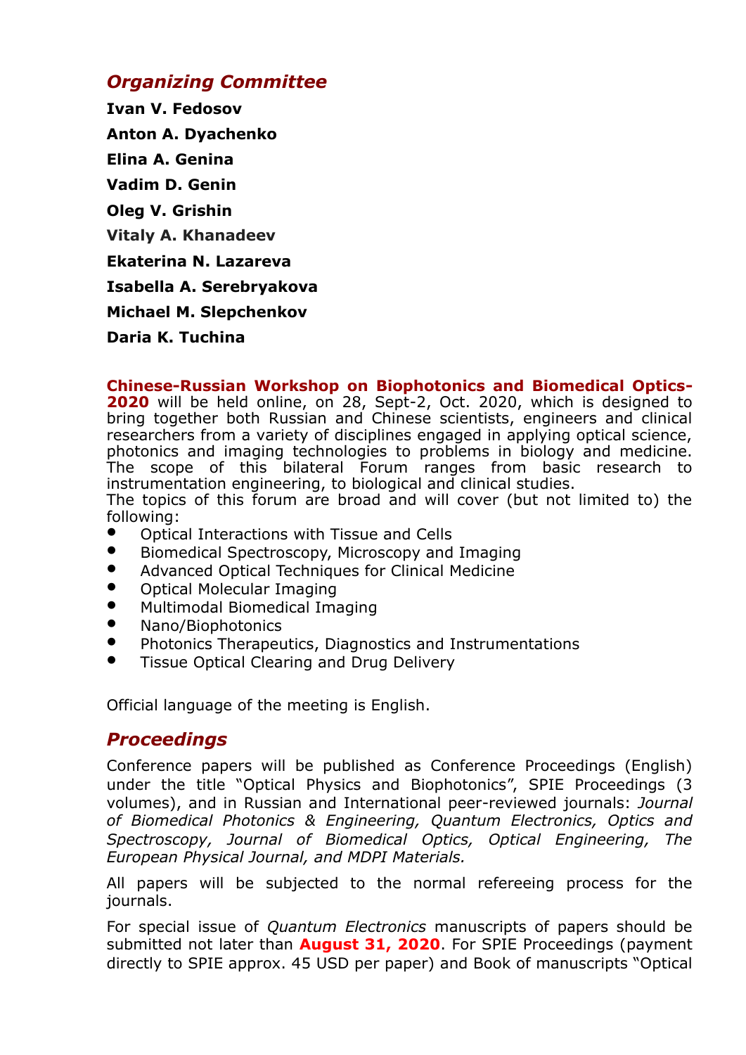## *Organizing Committee*

**Ivan V. Fedosov**

**Anton A. Dyachenko**

**Elina A. Genina**

**Vadim D. Genin**

**Oleg V. Grishin**

**Vitaly A. Khanadeev**

**Ekaterina N. Lazareva**

**Isabella A. Serebryakova**

**Michael M. Slepchenkov**

**Daria K. Tuchina**

**Chinese-Russian Workshop on Biophotonics and Biomedical Optics-2020** will be held online, on 28, Sept-2, Oct. 2020, which is designed to bring together both Russian and Chinese scientists, engineers and clinical researchers from a variety of disciplines engaged in applying optical science, photonics and imaging technologies to problems in biology and medicine. The scope of this bilateral Forum ranges from basic research to instrumentation engineering, to biological and clinical studies.
The topics of this forum are broad and will cover (but not limited to) the following:

- Optical Interactions with Tissue and Cells
- Biomedical Spectroscopy, Microscopy and Imaging
- Advanced Optical Techniques for Clinical Medicine
- Optical Molecular Imaging
- Multimodal Biomedical Imaging
- Nano/Biophotonics
- Photonics Therapeutics, Diagnostics and Instrumentations
- Tissue Optical Clearing and Drug Delivery

Official language of the meeting is English.

## *Proceedings*

Conference papers will be published as Conference Proceedings (English) under the title "Optical Physics and Biophotonics", SPIE Proceedings (3 volumes), and in Russian and International peer-reviewed journals: *Journal of Biomedical Photonics & Engineering, Quantum Electronics, Optics and Spectroscopy, Journal of Biomedical Optics, Optical Engineering, The European Physical Journal, and MDPI Materials.*

All papers will be subjected to the normal refereeing process for the journals.

For special issue of *Quantum Electronics* manuscripts of papers should be submitted not later than **August 31, 2020**. For SPIE Proceedings (payment directly to SPIE approx. 45 USD per paper) and Book of manuscripts "Optical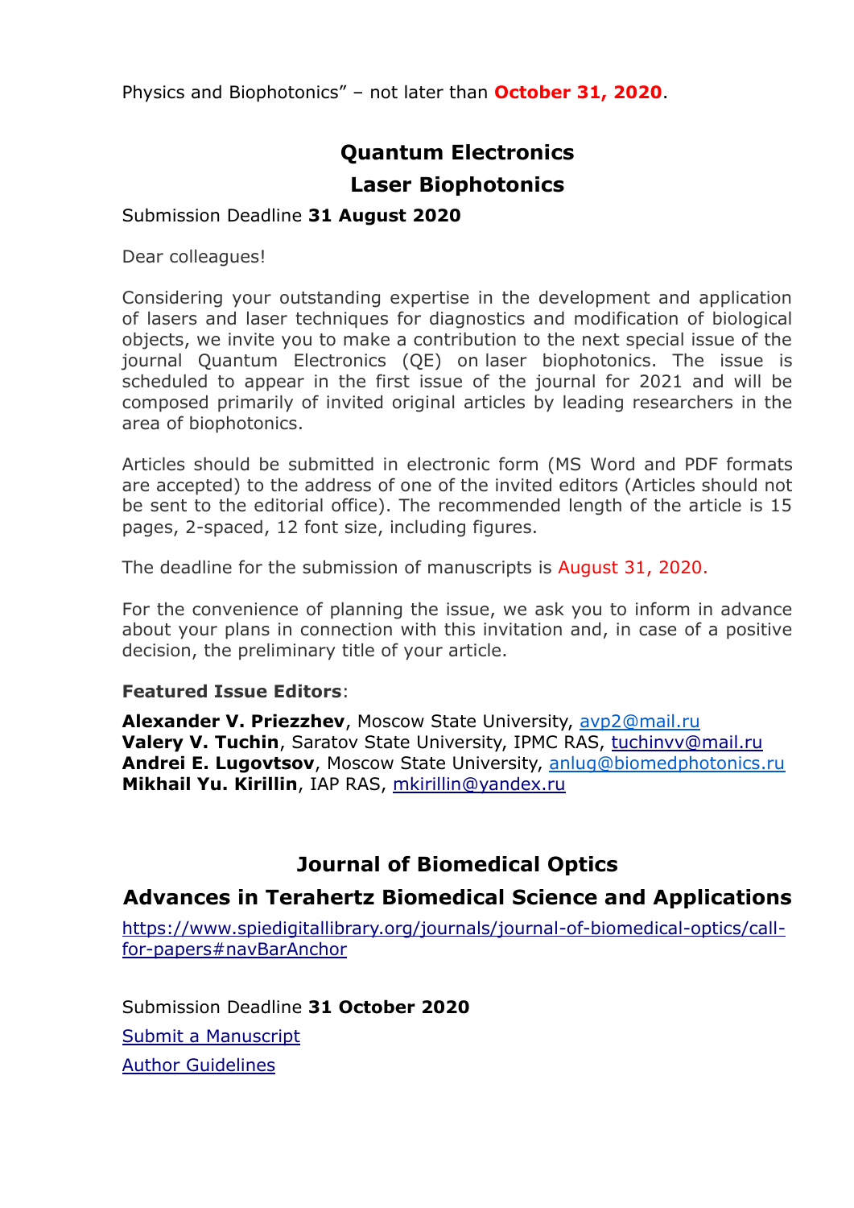Physics and Biophotonics” – not later than **October 31, 2020**.

## Quantum Electronics
## Laser Biophotonics

Submission Deadline **31 August 2020**

Dear colleagues!

Considering your outstanding expertise in the development and application of lasers and laser techniques for diagnostics and modification of biological objects, we invite you to make a contribution to the next special issue of the journal Quantum Electronics (QE) on laser biophotonics. The issue is scheduled to appear in the first issue of the journal for 2021 and will be composed primarily of invited original articles by leading researchers in the area of biophotonics.

Articles should be submitted in electronic form (MS Word and PDF formats are accepted) to the address of one of the invited editors (Articles should not be sent to the editorial office). The recommended length of the article is 15 pages, 2-spaced, 12 font size, including figures.

The deadline for the submission of manuscripts is August 31, 2020.

For the convenience of planning the issue, we ask you to inform in advance about your plans in connection with this invitation and, in case of a positive decision, the preliminary title of your article.

**Featured Issue Editors**:

**Alexander V. Priezzhev**, Moscow State University, avp2@mail.ru
**Valery V. Tuchin**, Saratov State University, IPMC RAS, tuchinvv@mail.ru
**Andrei E. Lugovtsov**, Moscow State University, anlug@biomedphotonics.ru
**Mikhail Yu. Kirillin**, IAP RAS, mkirillin@yandex.ru

## Journal of Biomedical Optics
## Advances in Terahertz Biomedical Science and Applications

https://www.spiedigitallibrary.org/journals/journal-of-biomedical-optics/call-for-papers#navBarAnchor

Submission Deadline **31 October 2020**

Submit a Manuscript

Author Guidelines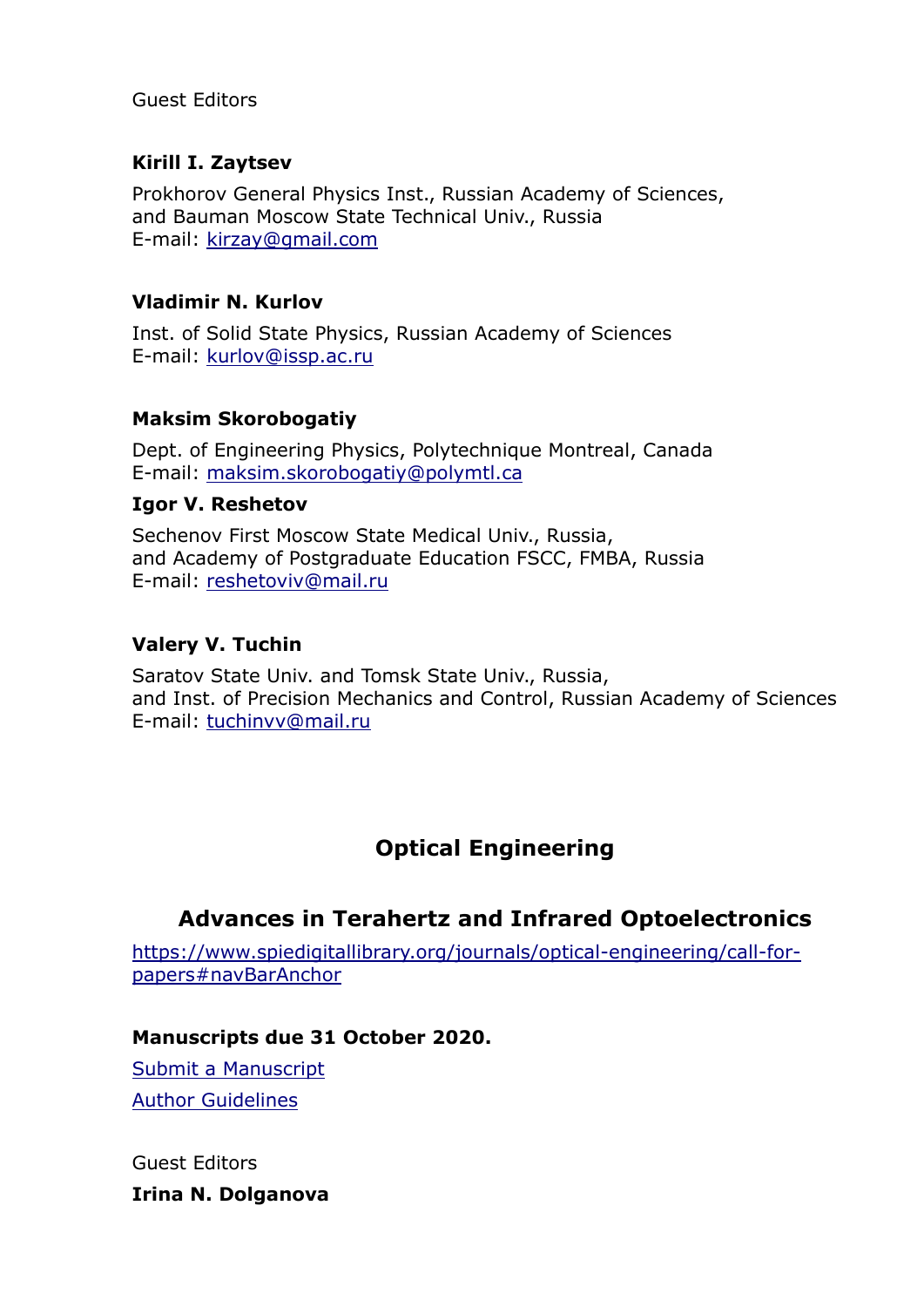Guest Editors

**Kirill I. Zaytsev**

Prokhorov General Physics Inst., Russian Academy of Sciences,
and Bauman Moscow State Technical Univ., Russia
E-mail: kirzay@gmail.com

**Vladimir N. Kurlov**

Inst. of Solid State Physics, Russian Academy of Sciences
E-mail: kurlov@issp.ac.ru

**Maksim Skorobogatiy**

Dept. of Engineering Physics, Polytechnique Montreal, Canada
E-mail: maksim.skorobogatiy@polymtl.ca

**Igor V. Reshetov**

Sechenov First Moscow State Medical Univ., Russia,
and Academy of Postgraduate Education FSCC, FMBA, Russia
E-mail: reshetoviv@mail.ru

**Valery V. Tuchin**

Saratov State Univ. and Tomsk State Univ., Russia,
and Inst. of Precision Mechanics and Control, Russian Academy of Sciences
E-mail: tuchinvv@mail.ru

## Optical Engineering

## Advances in Terahertz and Infrared Optoelectronics

https://www.spiedigitallibrary.org/journals/optical-engineering/call-for-papers#navBarAnchor

**Manuscripts due 31 October 2020.**

Submit a Manuscript

Author Guidelines

Guest Editors

**Irina N. Dolganova**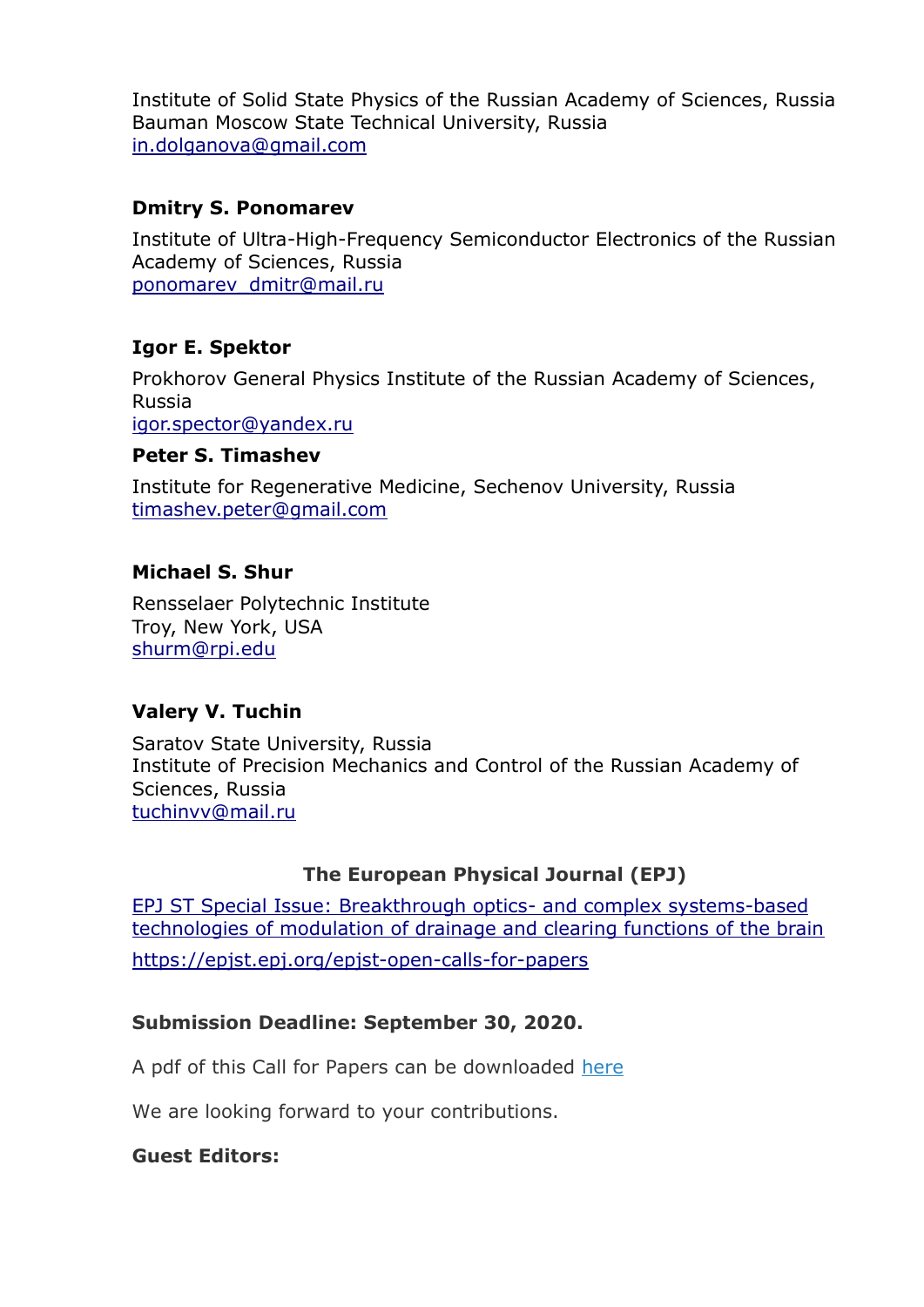Institute of Solid State Physics of the Russian Academy of Sciences, Russia
Bauman Moscow State Technical University, Russia
in.dolganova@gmail.com

**Dmitry S. Ponomarev**

Institute of Ultra-High-Frequency Semiconductor Electronics of the Russian Academy of Sciences, Russia
ponomarev_dmitr@mail.ru

**Igor E. Spektor**

Prokhorov General Physics Institute of the Russian Academy of Sciences, Russia
igor.spector@yandex.ru

**Peter S. Timashev**

Institute for Regenerative Medicine, Sechenov University, Russia
timashev.peter@gmail.com

**Michael S. Shur**

Rensselaer Polytechnic Institute
Troy, New York, USA
shurm@rpi.edu

**Valery V. Tuchin**

Saratov State University, Russia
Institute of Precision Mechanics and Control of the Russian Academy of Sciences, Russia
tuchinvv@mail.ru

**The European Physical Journal (EPJ)**

EPJ ST Special Issue: Breakthrough optics- and complex systems-based technologies of modulation of drainage and clearing functions of the brain

https://epjst.epj.org/epjst-open-calls-for-papers

**Submission Deadline: September 30, 2020.**

A pdf of this Call for Papers can be downloaded here

We are looking forward to your contributions.

**Guest Editors:**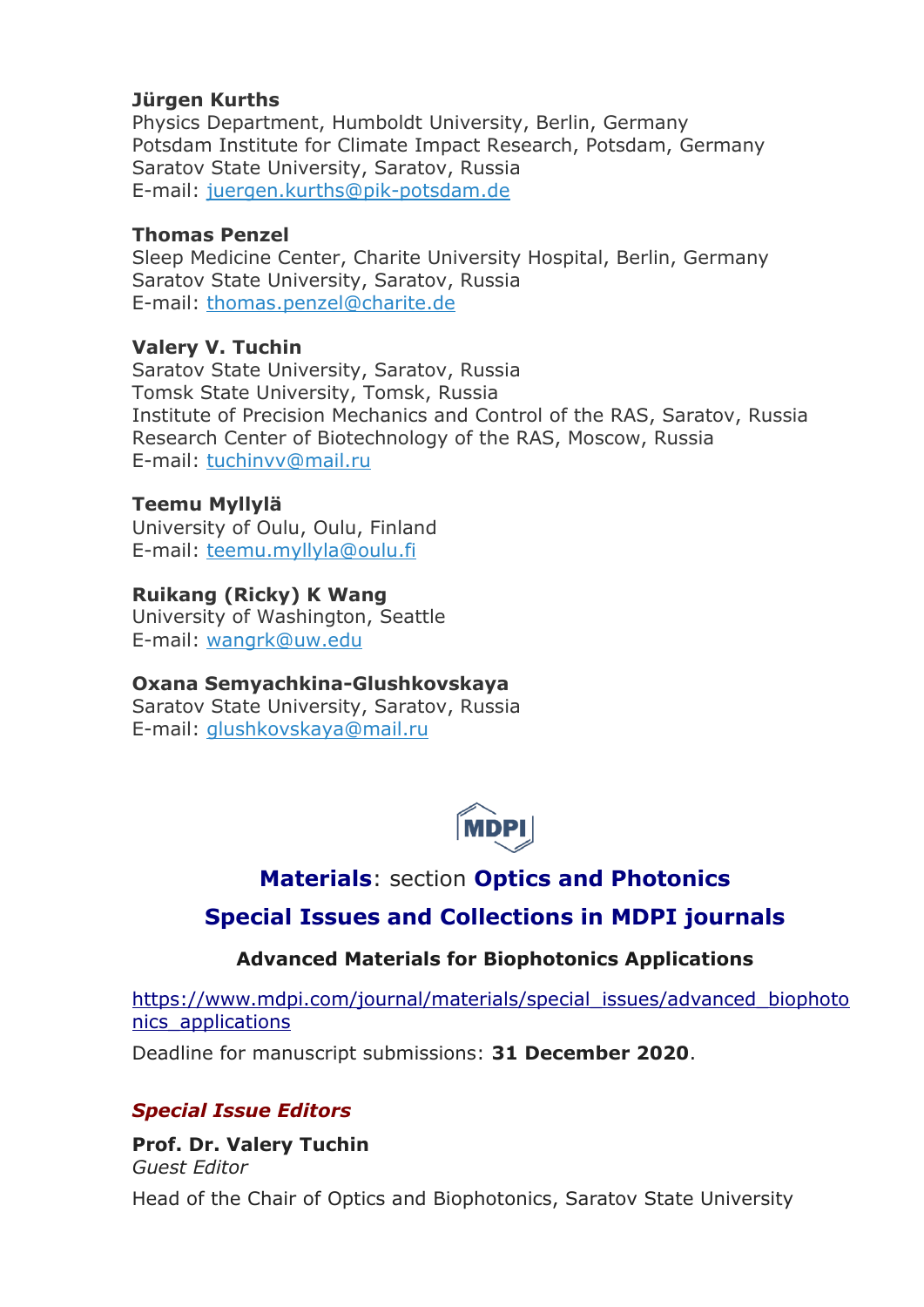**Jürgen Kurths**
Physics Department, Humboldt University, Berlin, Germany
Potsdam Institute for Climate Impact Research, Potsdam, Germany
Saratov State University, Saratov, Russia
E-mail: juergen.kurths@pik-potsdam.de

**Thomas Penzel**
Sleep Medicine Center, Charite University Hospital, Berlin, Germany
Saratov State University, Saratov, Russia
E-mail: thomas.penzel@charite.de

**Valery V. Tuchin**
Saratov State University, Saratov, Russia
Tomsk State University, Tomsk, Russia
Institute of Precision Mechanics and Control of the RAS, Saratov, Russia
Research Center of Biotechnology of the RAS, Moscow, Russia
E-mail: tuchinvv@mail.ru

**Teemu Myllylä**
University of Oulu, Oulu, Finland
E-mail: teemu.myllyla@oulu.fi

**Ruikang (Ricky) K Wang**
University of Washington, Seattle
E-mail: wangrk@uw.edu

**Oxana Semyachkina-Glushkovskaya**
Saratov State University, Saratov, Russia
E-mail: glushkovskaya@mail.ru

MDPI

## **Materials**: section **Optics and Photonics**

## Special Issues and Collections in MDPI journals

### Advanced Materials for Biophotonics Applications

https://www.mdpi.com/journal/materials/special_issues/advanced_biophotonics_applications

Deadline for manuscript submissions: **31 December 2020**.

### *Special Issue Editors*

**Prof. Dr. Valery Tuchin**
*Guest Editor*
Head of the Chair of Optics and Biophotonics, Saratov State University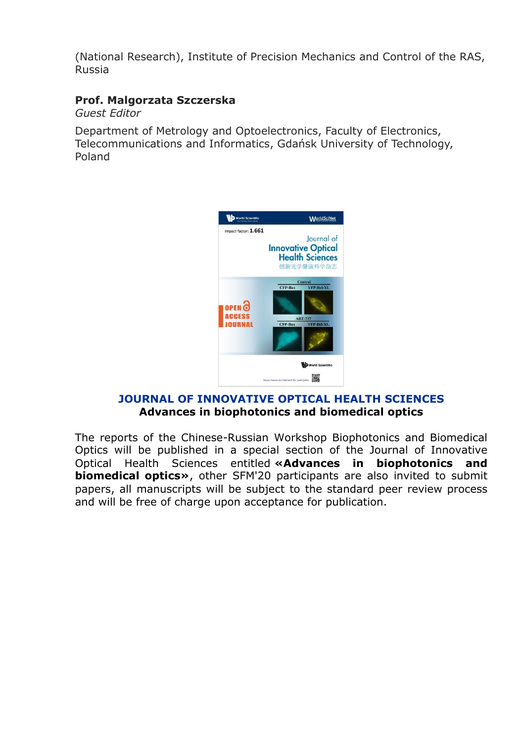(National Research), Institute of Precision Mechanics and Control of the RAS, Russia

**Prof. Malgorzata Szczerska**
*Guest Editor*

Department of Metrology and Optoelectronics, Faculty of Electronics, Telecommunications and Informatics, Gdańsk University of Technology, Poland

**JOURNAL OF INNOVATIVE OPTICAL HEALTH SCIENCES**
**Advances in biophotonics and biomedical optics**

The reports of the Chinese-Russian Workshop Biophotonics and Biomedical Optics will be published in a special section of the Journal of Innovative Optical Health Sciences entitled **«Advances in biophotonics and biomedical optics»**, other SFM'20 participants are also invited to submit papers, all manuscripts will be subject to the standard peer review process and will be free of charge upon acceptance for publication.